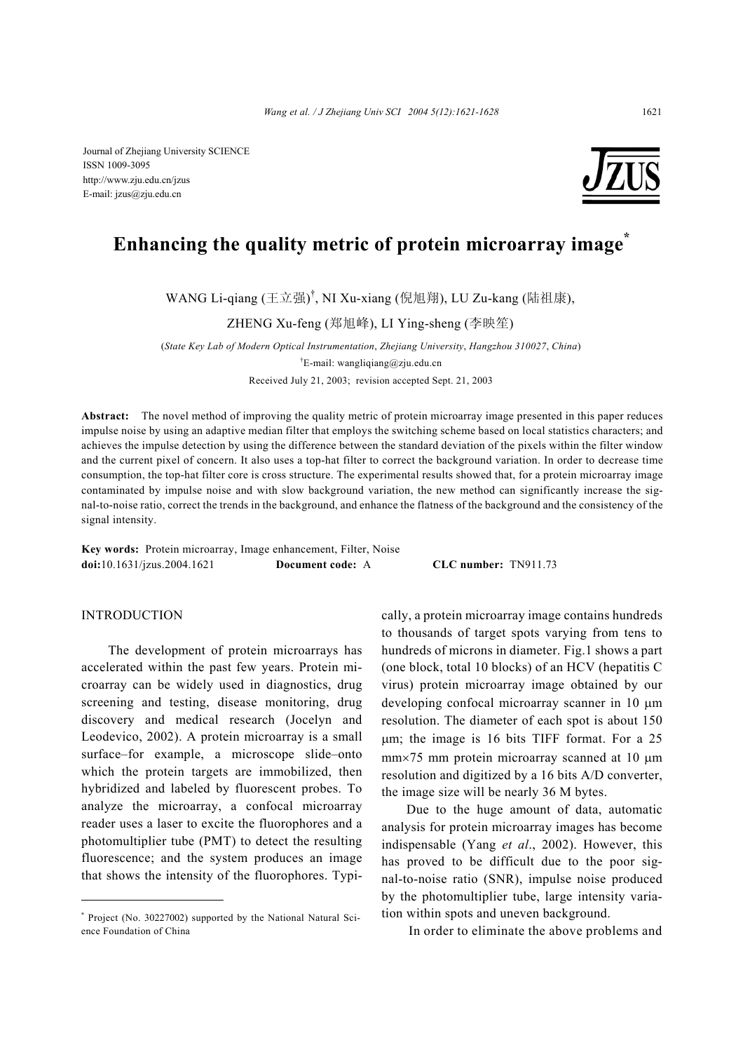Journal of Zhejiang University SCIENCE
ISSN 1009-3095
http://www.zju.edu.cn/jzus
E-mail: jzus@zju.edu.cn

# Enhancing the quality metric of protein microarray image*

WANG Li-qiang (王立强)†, NI Xu-xiang (倪旭翔), LU Zu-kang (陆祖康), ZHENG Xu-feng (郑旭峰), LI Ying-sheng (李映笙)

(*State Key Lab of Modern Optical Instrumentation*, *Zhejiang University*, *Hangzhou 310027*, *China*)

†E-mail: wangliqiang@zju.edu.cn

Received July 21, 2003; revision accepted Sept. 21, 2003

**Abstract:** The novel method of improving the quality metric of protein microarray image presented in this paper reduces impulse noise by using an adaptive median filter that employs the switching scheme based on local statistics characters; and achieves the impulse detection by using the difference between the standard deviation of the pixels within the filter window and the current pixel of concern. It also uses a top-hat filter to correct the background variation. In order to decrease time consumption, the top-hat filter core is cross structure. The experimental results showed that, for a protein microarray image contaminated by impulse noise and with slow background variation, the new method can significantly increase the signal-to-noise ratio, correct the trends in the background, and enhance the flatness of the background and the consistency of the signal intensity.

**Key words:** Protein microarray, Image enhancement, Filter, Noise

**doi:**10.1631/jzus.2004.1621 **Document code:** A **CLC number:** TN911.73

## INTRODUCTION

The development of protein microarrays has accelerated within the past few years. Protein microarray can be widely used in diagnostics, drug screening and testing, disease monitoring, drug discovery and medical research (Jocelyn and Leodevico, 2002). A protein microarray is a small surface–for example, a microscope slide–onto which the protein targets are immobilized, then hybridized and labeled by fluorescent probes. To analyze the microarray, a confocal microarray reader uses a laser to excite the fluorophores and a photomultiplier tube (PMT) to detect the resulting fluorescence; and the system produces an image that shows the intensity of the fluorophores. Typically, a protein microarray image contains hundreds to thousands of target spots varying from tens to hundreds of microns in diameter. Fig.1 shows a part (one block, total 10 blocks) of an HCV (hepatitis C virus) protein microarray image obtained by our developing confocal microarray scanner in 10 μm resolution. The diameter of each spot is about 150 μm; the image is 16 bits TIFF format. For a 25 mm×75 mm protein microarray scanned at 10 μm resolution and digitized by a 16 bits A/D converter, the image size will be nearly 36 M bytes.

Due to the huge amount of data, automatic analysis for protein microarray images has become indispensable (Yang *et al*., 2002). However, this has proved to be difficult due to the poor signal-to-noise ratio (SNR), impulse noise produced by the photomultiplier tube, large intensity variation within spots and uneven background.

In order to eliminate the above problems and

---

* Project (No. 30227002) supported by the National Natural Science Foundation of China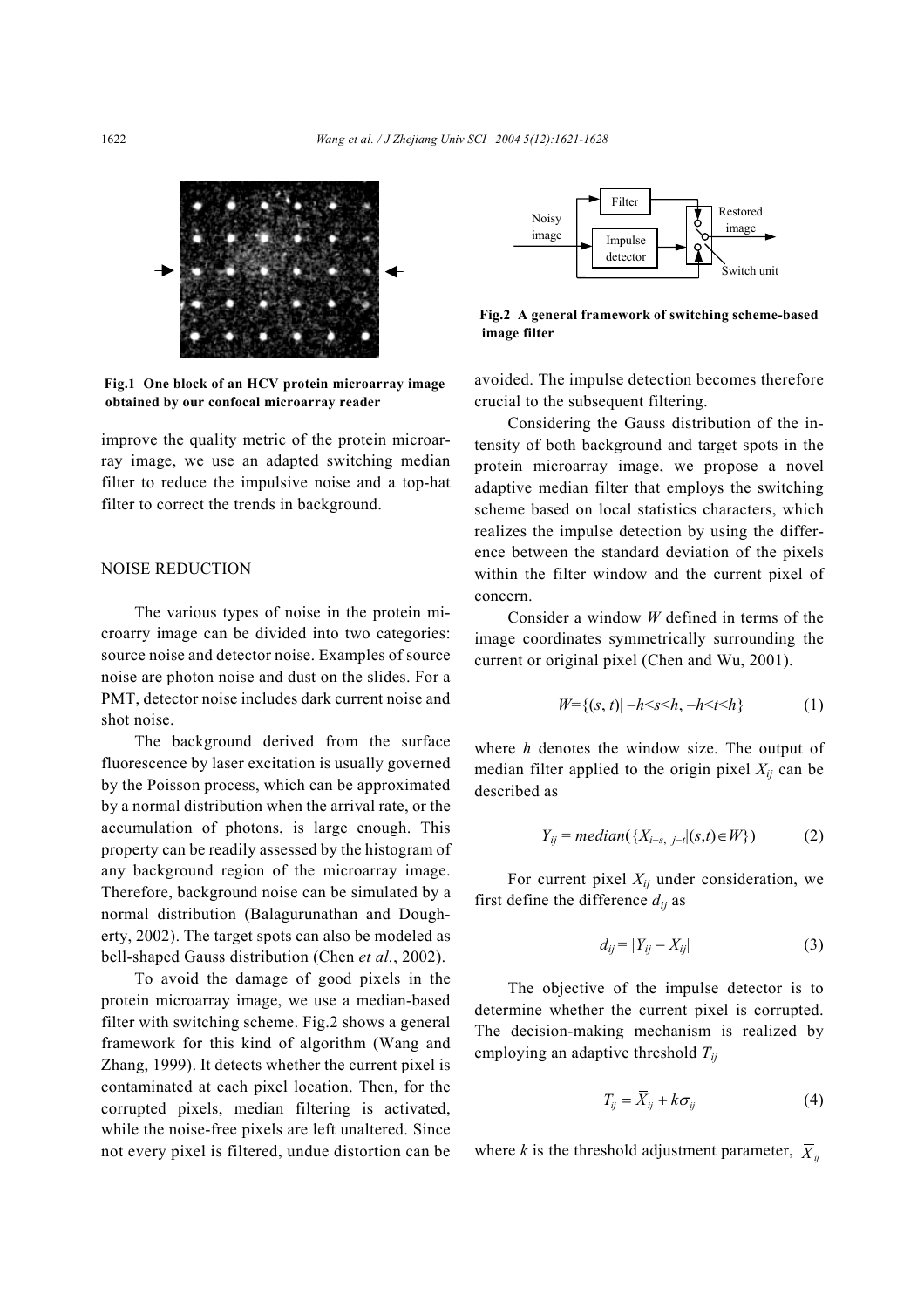Fig.1 One block of an HCV protein microarray image obtained by our confocal microarray reader

improve the quality metric of the protein microarray image, we use an adapted switching median filter to reduce the impulsive noise and a top-hat filter to correct the trends in background.

## NOISE REDUCTION

The various types of noise in the protein microarry image can be divided into two categories: source noise and detector noise. Examples of source noise are photon noise and dust on the slides. For a PMT, detector noise includes dark current noise and shot noise.

The background derived from the surface fluorescence by laser excitation is usually governed by the Poisson process, which can be approximated by a normal distribution when the arrival rate, or the accumulation of photons, is large enough. This property can be readily assessed by the histogram of any background region of the microarray image. Therefore, background noise can be simulated by a normal distribution (Balagurunathan and Dougherty, 2002). The target spots can also be modeled as bell-shaped Gauss distribution (Chen *et al.*, 2002).

To avoid the damage of good pixels in the protein microarray image, we use a median-based filter with switching scheme. Fig.2 shows a general framework for this kind of algorithm (Wang and Zhang, 1999). It detects whether the current pixel is contaminated at each pixel location. Then, for the corrupted pixels, median filtering is activated, while the noise-free pixels are left unaltered. Since not every pixel is filtered, undue distortion can be avoided. The impulse detection becomes therefore crucial to the subsequent filtering.

Fig.2 A general framework of switching scheme-based image filter

Considering the Gauss distribution of the intensity of both background and target spots in the protein microarray image, we propose a novel adaptive median filter that employs the switching scheme based on local statistics characters, which realizes the impulse detection by using the difference between the standard deviation of the pixels within the filter window and the current pixel of concern.

Consider a window $W$ defined in terms of the image coordinates symmetrically surrounding the current or original pixel (Chen and Wu, 2001).

$$W=\{(s, t)| -h<s<h, -h<t<h\} \tag{1}$$

where $h$ denotes the window size. The output of median filter applied to the origin pixel $X_{ij}$ can be described as

$$Y_{ij} = median(\{X_{i-s,\ j-t}|(s,t)\in W\}) \tag{2}$$

For current pixel $X_{ij}$ under consideration, we first define the difference $d_{ij}$ as

$$d_{ij} = |Y_{ij} - X_{ij}| \tag{3}$$

The objective of the impulse detector is to determine whether the current pixel is corrupted. The decision-making mechanism is realized by employing an adaptive threshold $T_{ij}$

$$T_{ij} = \overline{X}_{ij} + k\sigma_{ij} \tag{4}$$

where $k$ is the threshold adjustment parameter, $\overline{X}_{ij}$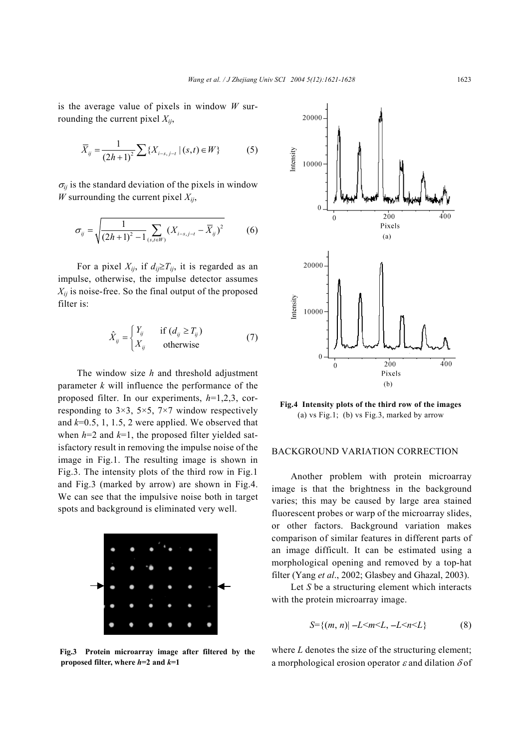is the average value of pixels in window $W$ surrounding the current pixel $X_{ij}$,

$$\overline{X}_{ij} = \frac{1}{(2h+1)^2} \sum \{X_{i-s,\, j-t} \mid (s,t) \in W\} \tag{5}$$

$\sigma_{ij}$ is the standard deviation of the pixels in window $W$ surrounding the current pixel $X_{ij}$,

$$\sigma_{ij} = \sqrt{\frac{1}{(2h+1)^2 - 1} \sum_{(s,t \in W)} (X_{i-s,\, j-t} - \overline{X}_{ij})^2} \tag{6}$$

For a pixel $X_{ij}$, if $d_{ij} \geq T_{ij}$, it is regarded as an impulse, otherwise, the impulse detector assumes $X_{ij}$ is noise-free. So the final output of the proposed filter is:

$$\hat{X}_{ij} = \begin{cases} Y_{ij} & \text{if } (d_{ij} \geq T_{ij}) \\ X_{ij} & \text{otherwise} \end{cases} \tag{7}$$

The window size $h$ and threshold adjustment parameter $k$ will influence the performance of the proposed filter. In our experiments, $h$=1,2,3, corresponding to 3×3, 5×5, 7×7 window respectively and $k$=0.5, 1, 1.5, 2 were applied. We observed that when $h$=2 and $k$=1, the proposed filter yielded satisfactory result in removing the impulse noise of the image in Fig.1. The resulting image is shown in Fig.3. The intensity plots of the third row in Fig.1 and Fig.3 (marked by arrow) are shown in Fig.4. We can see that the impulsive noise both in target spots and background is eliminated very well.

**Fig.3 Protein microarray image after filtered by the proposed filter, where $h$=2 and $k$=1**

**Fig.4 Intensity plots of the third row of the images**
(a) vs Fig.1; (b) vs Fig.3, marked by arrow

## BACKGROUND VARIATION CORRECTION

Another problem with protein microarray image is that the brightness in the background varies; this may be caused by large area stained fluorescent probes or warp of the microarray slides, or other factors. Background variation makes comparison of similar features in different parts of an image difficult. It can be estimated using a morphological opening and removed by a top-hat filter (Yang *et al*., 2002; Glasbey and Ghazal, 2003).

Let $S$ be a structuring element which interacts with the protein microarray image.

$$S=\{(m, n) \mid -L<m<L, -L<n<L\} \tag{8}$$

where $L$ denotes the size of the structuring element; a morphological erosion operator $\varepsilon$ and dilation $\delta$ of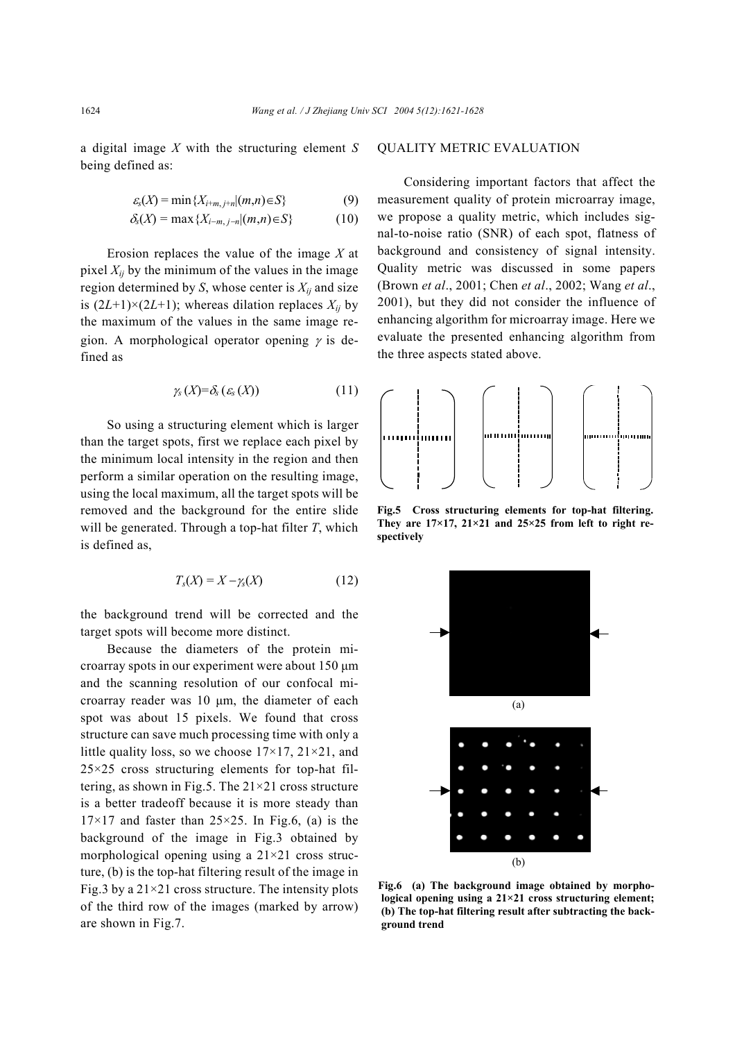a digital image $X$ with the structuring element $S$ being defined as:

$$\varepsilon_S(X) = \min\{X_{i+m,\, j+n} | (m,n) \in S\} \tag{9}$$

$$\delta_S(X) = \max\{X_{i-m,\, j-n} | (m,n) \in S\} \tag{10}$$

Erosion replaces the value of the image $X$ at pixel $X_{ij}$ by the minimum of the values in the image region determined by $S$, whose center is $X_{ij}$ and size is $(2L+1)\times(2L+1)$; whereas dilation replaces $X_{ij}$ by the maximum of the values in the same image region. A morphological operator opening $\gamma$ is defined as

$$\gamma_S(X) = \delta_S(\varepsilon_S(X)) \tag{11}$$

So using a structuring element which is larger than the target spots, first we replace each pixel by the minimum local intensity in the region and then perform a similar operation on the resulting image, using the local maximum, all the target spots will be removed and the background for the entire slide will be generated. Through a top-hat filter $T$, which is defined as,

$$T_S(X) = X - \gamma_S(X) \tag{12}$$

the background trend will be corrected and the target spots will become more distinct.

Because the diameters of the protein microarray spots in our experiment were about 150 μm and the scanning resolution of our confocal microarray reader was 10 μm, the diameter of each spot was about 15 pixels. We found that cross structure can save much processing time with only a little quality loss, so we choose 17×17, 21×21, and 25×25 cross structuring elements for top-hat filtering, as shown in Fig.5. The 21×21 cross structure is a better tradeoff because it is more steady than 17×17 and faster than 25×25. In Fig.6, (a) is the background of the image in Fig.3 obtained by morphological opening using a 21×21 cross structure, (b) is the top-hat filtering result of the image in Fig.3 by a 21×21 cross structure. The intensity plots of the third row of the images (marked by arrow) are shown in Fig.7.

## QUALITY METRIC EVALUATION

Considering important factors that affect the measurement quality of protein microarray image, we propose a quality metric, which includes signal-to-noise ratio (SNR) of each spot, flatness of background and consistency of signal intensity. Quality metric was discussed in some papers (Brown *et al*., 2001; Chen *et al*., 2002; Wang *et al*., 2001), but they did not consider the influence of enhancing algorithm for microarray image. Here we evaluate the presented enhancing algorithm from the three aspects stated above.

**Fig.5 Cross structuring elements for top-hat filtering. They are 17×17, 21×21 and 25×25 from left to right respectively**

**Fig.6 (a) The background image obtained by morphological opening using a 21×21 cross structuring element; (b) The top-hat filtering result after subtracting the background trend**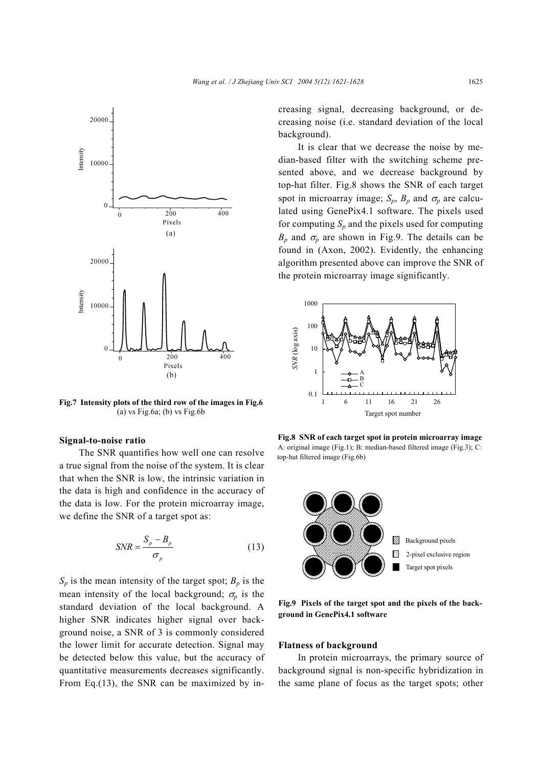Fig.7 **Intensity plots of the third row of the images in Fig.6**
(a) vs Fig.6a; (b) vs Fig.6b

### Signal-to-noise ratio

The SNR quantifies how well one can resolve a true signal from the noise of the system. It is clear that when the SNR is low, the intrinsic variation in the data is high and confidence in the accuracy of the data is low. For the protein microarray image, we define the SNR of a target spot as:

$$SNR = \frac{S_p - B_p}{\sigma_p} \tag{13}$$

$S_p$ is the mean intensity of the target spot; $B_p$ is the mean intensity of the local background; $\sigma_p$ is the standard deviation of the local background. A higher SNR indicates higher signal over background noise, a SNR of 3 is commonly considered the lower limit for accurate detection. Signal may be detected below this value, but the accuracy of quantitative measurements decreases significantly. From Eq.(13), the SNR can be maximized by increasing signal, decreasing background, or decreasing noise (i.e. standard deviation of the local background).

It is clear that we decrease the noise by median-based filter with the switching scheme presented above, and we decrease background by top-hat filter. Fig.8 shows the SNR of each target spot in microarray image; $S_p$, $B_p$ and $\sigma_p$ are calculated using GenePix4.1 software. The pixels used for computing $S_p$ and the pixels used for computing $B_p$ and $\sigma_p$ are shown in Fig.9. The details can be found in (Axon, 2002). Evidently, the enhancing algorithm presented above can improve the SNR of the protein microarray image significantly.

**Fig.8 SNR of each target spot in protein microarray image**
A: original image (Fig.1); B: median-based filtered image (Fig.3); C: top-hat filtered image (Fig.6b)

**Fig.9 Pixels of the target spot and the pixels of the background in GenePix4.1 software**

### Flatness of background

In protein microarrays, the primary source of background signal is non-specific hybridization in the same plane of focus as the target spots; other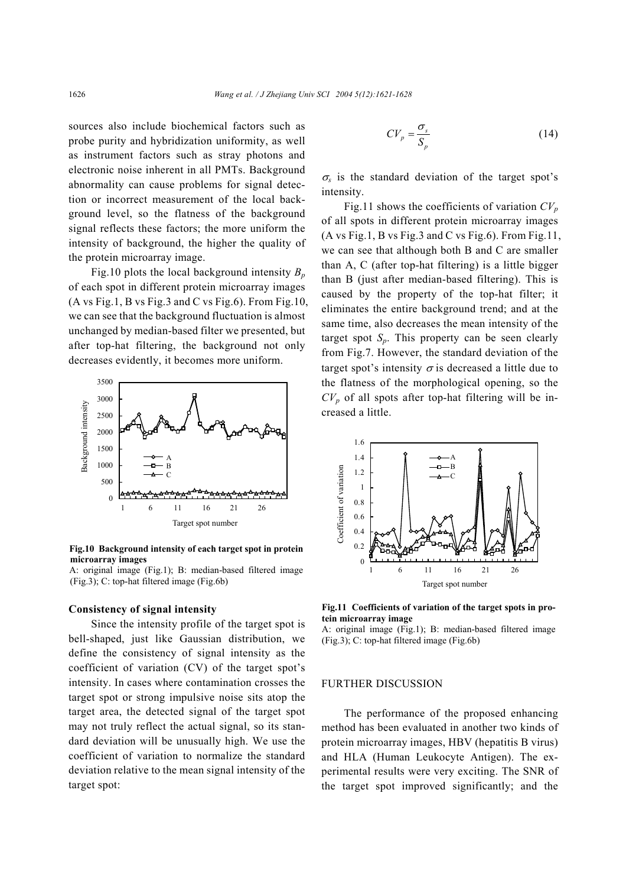sources also include biochemical factors such as probe purity and hybridization uniformity, as well as instrument factors such as stray photons and electronic noise inherent in all PMTs. Background abnormality can cause problems for signal detection or incorrect measurement of the local background level, so the flatness of the background signal reflects these factors; the more uniform the intensity of background, the higher the quality of the protein microarray image.

Fig.10 plots the local background intensity $B_p$ of each spot in different protein microarray images (A vs Fig.1, B vs Fig.3 and C vs Fig.6). From Fig.10, we can see that the background fluctuation is almost unchanged by median-based filter we presented, but after top-hat filtering, the background not only decreases evidently, it becomes more uniform.

**Fig.10 Background intensity of each target spot in protein microarray images**
A: original image (Fig.1); B: median-based filtered image (Fig.3); C: top-hat filtered image (Fig.6b)

### Consistency of signal intensity

Since the intensity profile of the target spot is bell-shaped, just like Gaussian distribution, we define the consistency of signal intensity as the coefficient of variation (CV) of the target spot's intensity. In cases where contamination crosses the target spot or strong impulsive noise sits atop the target area, the detected signal of the target spot may not truly reflect the actual signal, so its standard deviation will be unusually high. We use the coefficient of variation to normalize the standard deviation relative to the mean signal intensity of the target spot:

$$CV_p = \frac{\sigma_s}{S_p} \tag{14}$$

$\sigma_s$ is the standard deviation of the target spot's intensity.

Fig.11 shows the coefficients of variation $CV_p$ of all spots in different protein microarray images (A vs Fig.1, B vs Fig.3 and C vs Fig.6). From Fig.11, we can see that although both B and C are smaller than A, C (after top-hat filtering) is a little bigger than B (just after median-based filtering). This is caused by the property of the top-hat filter; it eliminates the entire background trend; and at the same time, also decreases the mean intensity of the target spot $S_p$. This property can be seen clearly from Fig.7. However, the standard deviation of the target spot's intensity $\sigma$ is decreased a little due to the flatness of the morphological opening, so the $CV_p$ of all spots after top-hat filtering will be increased a little.

**Fig.11 Coefficients of variation of the target spots in protein microarray image**
A: original image (Fig.1); B: median-based filtered image (Fig.3); C: top-hat filtered image (Fig.6b)

## FURTHER DISCUSSION

The performance of the proposed enhancing method has been evaluated in another two kinds of protein microarray images, HBV (hepatitis B virus) and HLA (Human Leukocyte Antigen). The experimental results were very exciting. The SNR of the target spot improved significantly; and the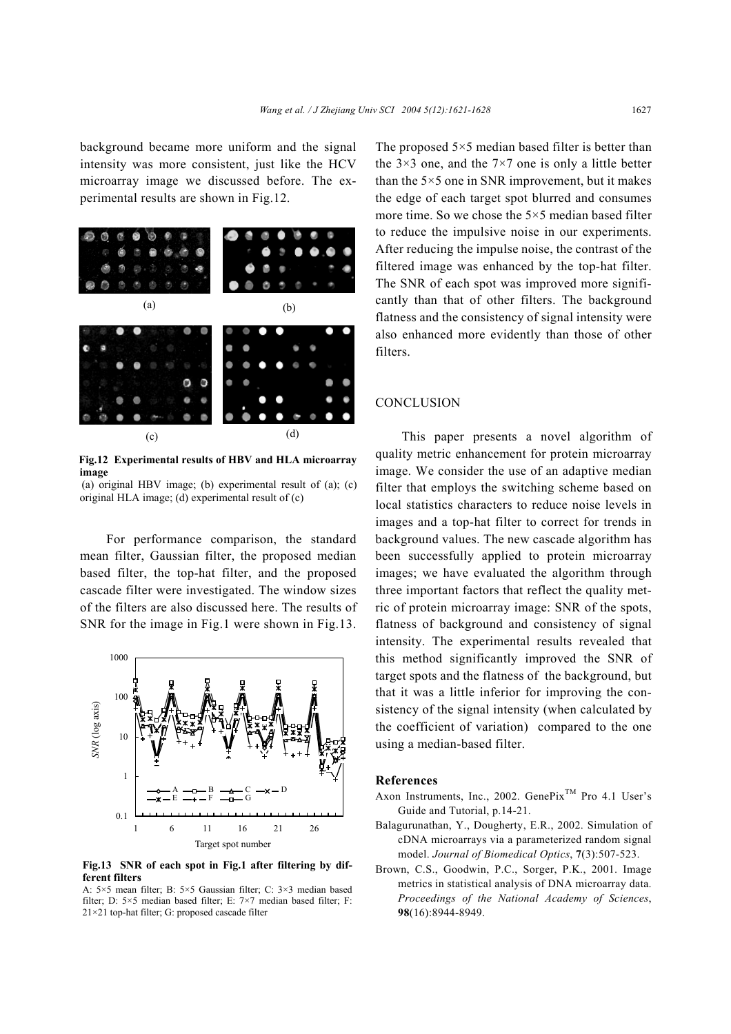background became more uniform and the signal intensity was more consistent, just like the HCV microarray image we discussed before. The experimental results are shown in Fig.12.

**Fig.12 Experimental results of HBV and HLA microarray image**

(a) original HBV image; (b) experimental result of (a); (c) original HLA image; (d) experimental result of (c)

For performance comparison, the standard mean filter, Gaussian filter, the proposed median based filter, the top-hat filter, and the proposed cascade filter were investigated. The window sizes of the filters are also discussed here. The results of SNR for the image in Fig.1 were shown in Fig.13.

**Fig.13 SNR of each spot in Fig.1 after filtering by different filters**

A: 5×5 mean filter; B: 5×5 Gaussian filter; C: 3×3 median based filter; D: 5×5 median based filter; E: 7×7 median based filter; F: 21×21 top-hat filter; G: proposed cascade filter

The proposed 5×5 median based filter is better than the 3×3 one, and the 7×7 one is only a little better than the 5×5 one in SNR improvement, but it makes the edge of each target spot blurred and consumes more time. So we chose the 5×5 median based filter to reduce the impulsive noise in our experiments. After reducing the impulse noise, the contrast of the filtered image was enhanced by the top-hat filter. The SNR of each spot was improved more significantly than that of other filters. The background flatness and the consistency of signal intensity were also enhanced more evidently than those of other filters.

## CONCLUSION

This paper presents a novel algorithm of quality metric enhancement for protein microarray image. We consider the use of an adaptive median filter that employs the switching scheme based on local statistics characters to reduce noise levels in images and a top-hat filter to correct for trends in background values. The new cascade algorithm has been successfully applied to protein microarray images; we have evaluated the algorithm through three important factors that reflect the quality metric of protein microarray image: SNR of the spots, flatness of background and consistency of signal intensity. The experimental results revealed that this method significantly improved the SNR of target spots and the flatness of the background, but that it was a little inferior for improving the consistency of the signal intensity (when calculated by the coefficient of variation) compared to the one using a median-based filter.

## References

Axon Instruments, Inc., 2002. GenePix™ Pro 4.1 User's Guide and Tutorial, p.14-21.

Balagurunathan, Y., Dougherty, E.R., 2002. Simulation of cDNA microarrays via a parameterized random signal model. *Journal of Biomedical Optics*, **7**(3):507-523.

Brown, C.S., Goodwin, P.C., Sorger, P.K., 2001. Image metrics in statistical analysis of DNA microarray data. *Proceedings of the National Academy of Sciences*, **98**(16):8944-8949.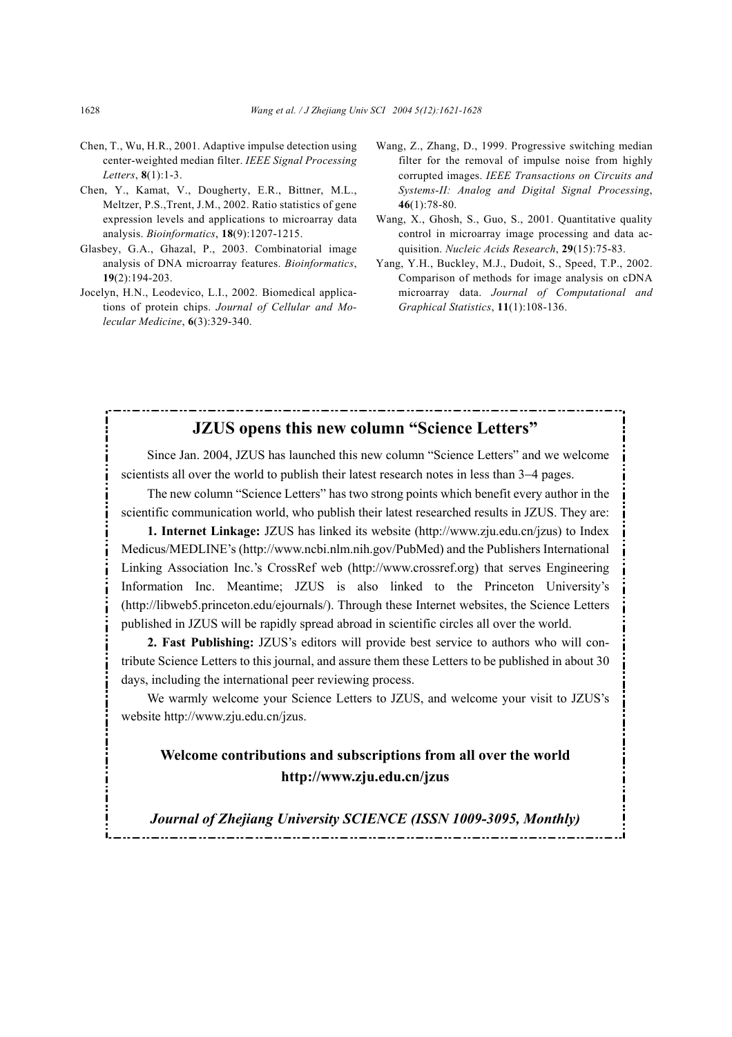Chen, T., Wu, H.R., 2001. Adaptive impulse detection using center-weighted median filter. *IEEE Signal Processing Letters*, **8**(1):1-3.

Chen, Y., Kamat, V., Dougherty, E.R., Bittner, M.L., Meltzer, P.S.,Trent, J.M., 2002. Ratio statistics of gene expression levels and applications to microarray data analysis. *Bioinformatics*, **18**(9):1207-1215.

Glasbey, G.A., Ghazal, P., 2003. Combinatorial image analysis of DNA microarray features. *Bioinformatics*, **19**(2):194-203.

Jocelyn, H.N., Leodevico, L.I., 2002. Biomedical applications of protein chips. *Journal of Cellular and Molecular Medicine*, **6**(3):329-340.

Wang, Z., Zhang, D., 1999. Progressive switching median filter for the removal of impulse noise from highly corrupted images. *IEEE Transactions on Circuits and Systems-II: Analog and Digital Signal Processing*, **46**(1):78-80.

Wang, X., Ghosh, S., Guo, S., 2001. Quantitative quality control in microarray image processing and data acquisition. *Nucleic Acids Research*, **29**(15):75-83.

Yang, Y.H., Buckley, M.J., Dudoit, S., Speed, T.P., 2002. Comparison of methods for image analysis on cDNA microarray data. *Journal of Computational and Graphical Statistics*, **11**(1):108-136.

## JZUS opens this new column "Science Letters"

Since Jan. 2004, JZUS has launched this new column "Science Letters" and we welcome scientists all over the world to publish their latest research notes in less than 3–4 pages.

The new column "Science Letters" has two strong points which benefit every author in the scientific communication world, who publish their latest researched results in JZUS. They are:

**1. Internet Linkage:** JZUS has linked its website (http://www.zju.edu.cn/jzus) to Index Medicus/MEDLINE's (http://www.ncbi.nlm.nih.gov/PubMed) and the Publishers International Linking Association Inc.'s CrossRef web (http://www.crossref.org) that serves Engineering Information Inc. Meantime; JZUS is also linked to the Princeton University's (http://libweb5.princeton.edu/ejournals/). Through these Internet websites, the Science Letters published in JZUS will be rapidly spread abroad in scientific circles all over the world.

**2. Fast Publishing:** JZUS's editors will provide best service to authors who will contribute Science Letters to this journal, and assure them these Letters to be published in about 30 days, including the international peer reviewing process.

We warmly welcome your Science Letters to JZUS, and welcome your visit to JZUS's website http://www.zju.edu.cn/jzus.

**Welcome contributions and subscriptions from all over the world**
**http://www.zju.edu.cn/jzus**

***Journal of Zhejiang University SCIENCE (ISSN 1009-3095, Monthly)***